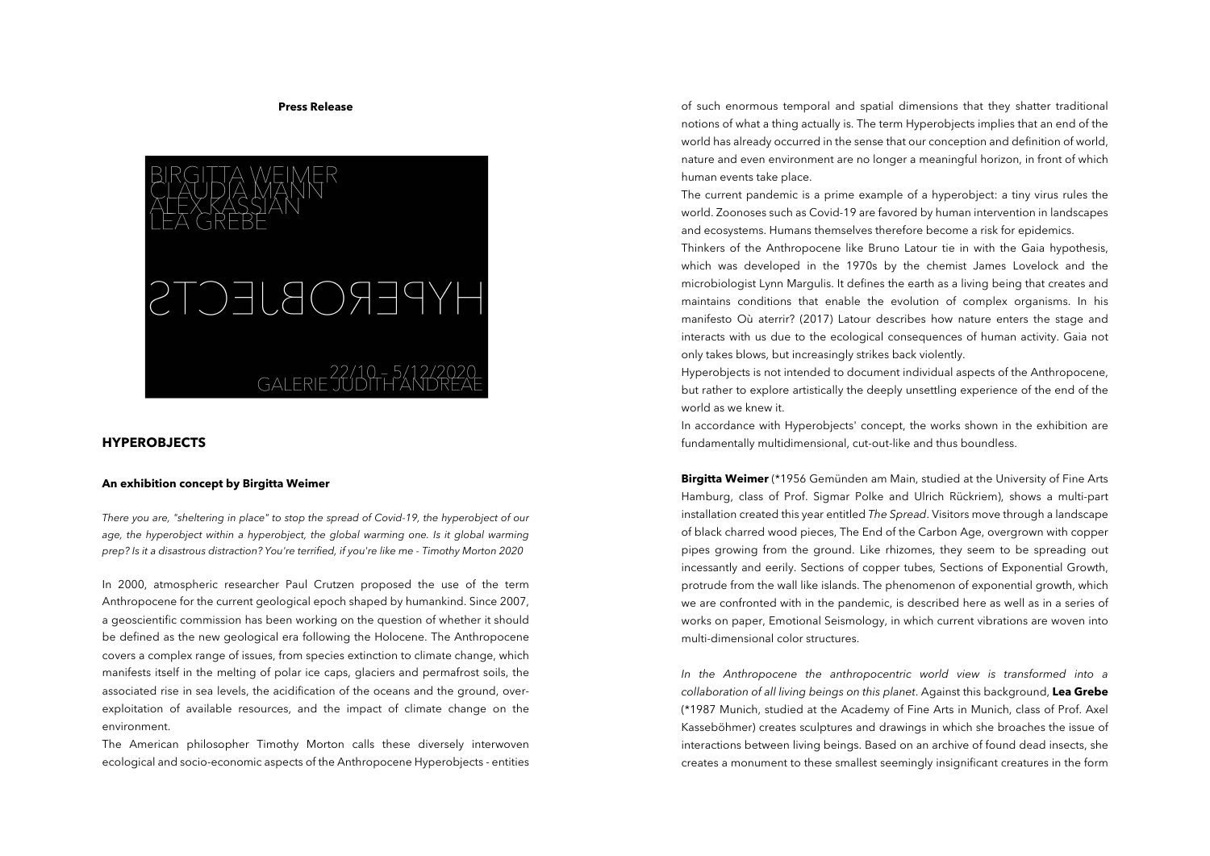**Press Release**

BIRGITTA WEIMER
CLAUDIA MANN
ALEX KASSIAN
LEA GREBE

HYPEROBJECTS

22/10 – 5/12/2020
GALERIE JUDITH ANDREAE

## HYPEROBJECTS

#### An exhibition concept by Birgitta Weimer

*There you are, "sheltering in place" to stop the spread of Covid-19, the hyperobject of our age, the hyperobject within a hyperobject, the global warming one. Is it global warming prep? Is it a disastrous distraction? You're terrified, if you're like me - Timothy Morton 2020*

In 2000, atmospheric researcher Paul Crutzen proposed the use of the term Anthropocene for the current geological epoch shaped by humankind. Since 2007, a geoscientific commission has been working on the question of whether it should be defined as the new geological era following the Holocene. The Anthropocene covers a complex range of issues, from species extinction to climate change, which manifests itself in the melting of polar ice caps, glaciers and permafrost soils, the associated rise in sea levels, the acidification of the oceans and the ground, over-exploitation of available resources, and the impact of climate change on the environment.

The American philosopher Timothy Morton calls these diversely interwoven ecological and socio-economic aspects of the Anthropocene Hyperobjects - entities of such enormous temporal and spatial dimensions that they shatter traditional notions of what a thing actually is. The term Hyperobjects implies that an end of the world has already occurred in the sense that our conception and definition of world, nature and even environment are no longer a meaningful horizon, in front of which human events take place.

The current pandemic is a prime example of a hyperobject: a tiny virus rules the world. Zoonoses such as Covid-19 are favored by human intervention in landscapes and ecosystems. Humans themselves therefore become a risk for epidemics.

Thinkers of the Anthropocene like Bruno Latour tie in with the Gaia hypothesis, which was developed in the 1970s by the chemist James Lovelock and the microbiologist Lynn Margulis. It defines the earth as a living being that creates and maintains conditions that enable the evolution of complex organisms. In his manifesto Où aterrir? (2017) Latour describes how nature enters the stage and interacts with us due to the ecological consequences of human activity. Gaia not only takes blows, but increasingly strikes back violently.

Hyperobjects is not intended to document individual aspects of the Anthropocene, but rather to explore artistically the deeply unsettling experience of the end of the world as we knew it.

In accordance with Hyperobjects' concept, the works shown in the exhibition are fundamentally multidimensional, cut-out-like and thus boundless.

**Birgitta Weimer** (*1956 Gemünden am Main, studied at the University of Fine Arts Hamburg, class of Prof. Sigmar Polke and Ulrich Rückriem), shows a multi-part installation created this year entitled *The Spread*. Visitors move through a landscape of black charred wood pieces, The End of the Carbon Age, overgrown with copper pipes growing from the ground. Like rhizomes, they seem to be spreading out incessantly and eerily. Sections of copper tubes, Sections of Exponential Growth, protrude from the wall like islands. The phenomenon of exponential growth, which we are confronted with in the pandemic, is described here as well as in a series of works on paper, Emotional Seismology, in which current vibrations are woven into multi-dimensional color structures.

*In the Anthropocene the anthropocentric world view is transformed into a collaboration of all living beings on this planet.* Against this background, **Lea Grebe** (*1987 Munich, studied at the Academy of Fine Arts in Munich, class of Prof. Axel Kasseböhmer) creates sculptures and drawings in which she broaches the issue of interactions between living beings. Based on an archive of found dead insects, she creates a monument to these smallest seemingly insignificant creatures in the form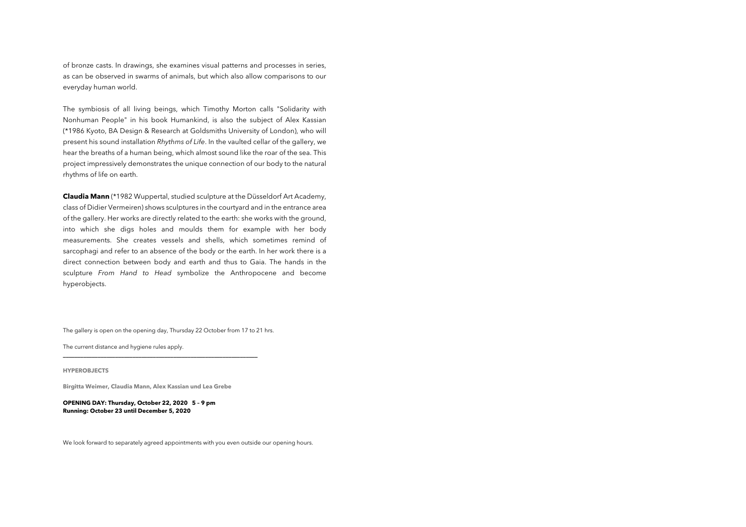of bronze casts. In drawings, she examines visual patterns and processes in series, as can be observed in swarms of animals, but which also allow comparisons to our everyday human world.

The symbiosis of all living beings, which Timothy Morton calls "Solidarity with Nonhuman People" in his book Humankind, is also the subject of Alex Kassian (*1986 Kyoto, BA Design & Research at Goldsmiths University of London), who will present his sound installation *Rhythms of Life*. In the vaulted cellar of the gallery, we hear the breaths of a human being, which almost sound like the roar of the sea. This project impressively demonstrates the unique connection of our body to the natural rhythms of life on earth.

**Claudia Mann** (*1982 Wuppertal, studied sculpture at the Düsseldorf Art Academy, class of Didier Vermeiren) shows sculptures in the courtyard and in the entrance area of the gallery. Her works are directly related to the earth: she works with the ground, into which she digs holes and moulds them for example with her body measurements. She creates vessels and shells, which sometimes remind of sarcophagi and refer to an absence of the body or the earth. In her work there is a direct connection between body and earth and thus to Gaia. The hands in the sculpture *From Hand to Head* symbolize the Anthropocene and become hyperobjects.

The gallery is open on the opening day, Thursday 22 October from 17 to 21 hrs.

The current distance and hygiene rules apply.

---

**HYPEROBJECTS**

**Birgitta Weimer, Claudia Mann, Alex Kassian und Lea Grebe**

**OPENING DAY: Thursday, October 22, 2020 5 – 9 pm**
**Running: October 23 until December 5, 2020**

We look forward to separately agreed appointments with you even outside our opening hours.